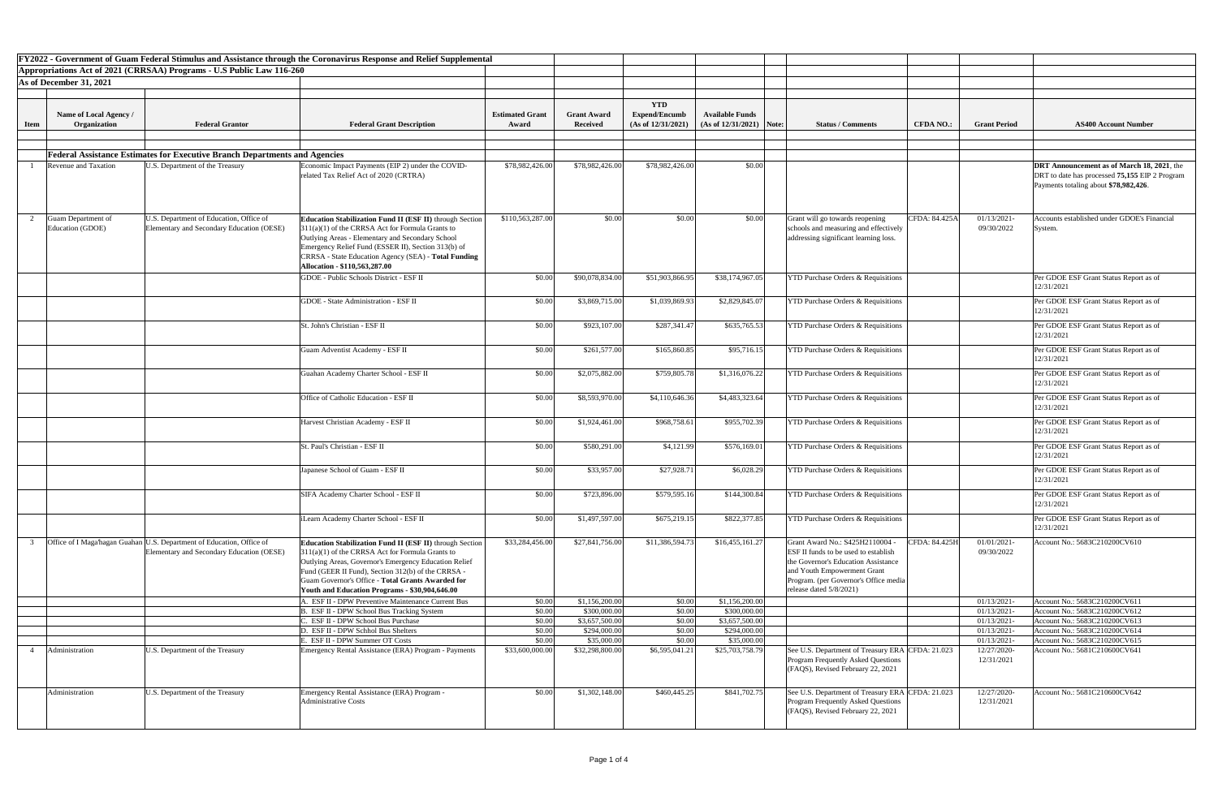**FY2022 - Government of Guam Federal Stimulus and Assistance through the Coronavirus Response and Relief Supplemental Appropriations Act of 2021 (CRRSAA) Programs - U.S Public Law 116-260**

**As of December 31, 2021**

| Item | Name of Local Agency / Organization | Federal Grantor | Federal Grant Description | Estimated Grant Award | Grant Award Received | YTD Expend/Encumb (As of 12/31/2021) | Available Funds (As of 12/31/2021) | Note: | Status / Comments | CFDA NO.: | Grant Period | AS400 Account Number |
|---|---|---|---|---|---|---|---|---|---|---|---|---|
| | **Federal Assistance Estimates for Executive Branch Departments and Agencies** | | | | | | | | | | | |
| 1 | Revenue and Taxation | U.S. Department of the Treasury | Economic Impact Payments (EIP 2) under the COVID-related Tax Relief Act of 2020 (CRTRA) | $78,982,426.00 | $78,982,426.00 | $78,982,426.00 | $0.00 | | | | | **DRT Announcement as of March 18, 2021**, the DRT to date has processed **75,155** EIP 2 Program Payments totaling about **$78,982,426**. |
| 2 | Guam Department of Education (GDOE) | U.S. Department of Education, Office of Elementary and Secondary Education (OESE) | **Education Stabilization Fund II (ESF II)** through Section 311(a)(1) of the CRRSA Act for Formula Grants to Outlying Areas - Elementary and Secondary School Emergency Relief Fund (ESSER II), Section 313(b) of CRRSA - State Education Agency (SEA) - **Total Funding Allocation - $110,563,287.00** | $110,563,287.00 | $0.00 | $0.00 | $0.00 | | Grant will go towards reopening schools and measuring and effectively addressing significant learning loss. | CFDA: 84.425A | 01/13/2021-09/30/2022 | Accounts established under GDOE's Financial System. |
| | | | GDOE - Public Schools District - ESF II | $0.00 | $90,078,834.00 | $51,903,866.95 | $38,174,967.05 | | YTD Purchase Orders & Requisitions | | | Per GDOE ESF Grant Status Report as of 12/31/2021 |
| | | | GDOE - State Administration - ESF II | $0.00 | $3,869,715.00 | $1,039,869.93 | $2,829,845.07 | | YTD Purchase Orders & Requisitions | | | Per GDOE ESF Grant Status Report as of 12/31/2021 |
| | | | St. John's Christian - ESF II | $0.00 | $923,107.00 | $287,341.47 | $635,765.53 | | YTD Purchase Orders & Requisitions | | | Per GDOE ESF Grant Status Report as of 12/31/2021 |
| | | | Guam Adventist Academy - ESF II | $0.00 | $261,577.00 | $165,860.85 | $95,716.15 | | YTD Purchase Orders & Requisitions | | | Per GDOE ESF Grant Status Report as of 12/31/2021 |
| | | | Guahan Academy Charter School - ESF II | $0.00 | $2,075,882.00 | $759,805.78 | $1,316,076.22 | | YTD Purchase Orders & Requisitions | | | Per GDOE ESF Grant Status Report as of 12/31/2021 |
| | | | Office of Catholic Education - ESF II | $0.00 | $8,593,970.00 | $4,110,646.36 | $4,483,323.64 | | YTD Purchase Orders & Requisitions | | | Per GDOE ESF Grant Status Report as of 12/31/2021 |
| | | | Harvest Christian Academy - ESF II | $0.00 | $1,924,461.00 | $968,758.61 | $955,702.39 | | YTD Purchase Orders & Requisitions | | | Per GDOE ESF Grant Status Report as of 12/31/2021 |
| | | | St. Paul's Christian - ESF II | $0.00 | $580,291.00 | $4,121.99 | $576,169.01 | | YTD Purchase Orders & Requisitions | | | Per GDOE ESF Grant Status Report as of 12/31/2021 |
| | | | Japanese School of Guam - ESF II | $0.00 | $33,957.00 | $27,928.71 | $6,028.29 | | YTD Purchase Orders & Requisitions | | | Per GDOE ESF Grant Status Report as of 12/31/2021 |
| | | | SIFA Academy Charter School - ESF II | $0.00 | $723,896.00 | $579,595.16 | $144,300.84 | | YTD Purchase Orders & Requisitions | | | Per GDOE ESF Grant Status Report as of 12/31/2021 |
| | | | iLearn Academy Charter School - ESF II | $0.00 | $1,497,597.00 | $675,219.15 | $822,377.85 | | YTD Purchase Orders & Requisitions | | | Per GDOE ESF Grant Status Report as of 12/31/2021 |
| 3 | Office of I Maga'hagan Guahan | U.S. Department of Education, Office of Elementary and Secondary Education (OESE) | **Education Stabilization Fund II (ESF II)** through Section 311(a)(1) of the CRRSA Act for Formula Grants to Outlying Areas, Governor's Emergency Education Relief Fund (GEER II Fund), Section 312(b) of the CRRSA - Guam Governor's Office - **Total Grants Awarded for Youth and Education Programs - $30,904,646.00** | $33,284,456.00 | $27,841,756.00 | $11,386,594.73 | $16,455,161.27 | | Grant Award No.: S425H2110004 - ESF II funds to be used to establish the Governor's Education Assistance and Youth Empowerment Grant Program. (per Governor's Office media release dated 5/8/2021) | CFDA: 84.425H | 01/01/2021-09/30/2022 | Account No.: 5683C210200CV610 |
| | | | A. ESF II - DPW Preventive Maintenance Current Bus | $0.00 | $1,156,200.00 | $0.00 | $1,156,200.00 | | | | 01/13/2021- | Account No.: 5683C210200CV611 |
| | | | B. ESF II - DPW School Bus Tracking System | $0.00 | $300,000.00 | $0.00 | $300,000.00 | | | | 01/13/2021- | Account No.: 5683C210200CV612 |
| | | | C. ESF II - DPW School Bus Purchase | $0.00 | $3,657,500.00 | $0.00 | $3,657,500.00 | | | | 01/13/2021- | Account No.: 5683C210200CV613 |
| | | | D. ESF II - DPW Schhol Bus Shelters | $0.00 | $294,000.00 | $0.00 | $294,000.00 | | | | 01/13/2021- | Account No.: 5683C210200CV614 |
| | | | E. ESF II - DPW Summer OT Costs | $0.00 | $35,000.00 | $0.00 | $35,000.00 | | | | 01/13/2021- | Account No.: 5683C210200CV615 |
| 4 | Administration | U.S. Department of the Treasury | Emergency Rental Assistance (ERA) Program - Payments | $33,600,000.00 | $32,298,800.00 | $6,595,041.21 | $25,703,758.79 | | See U.S. Department of Treasury ERA Program Frequently Asked Questions (FAQS), Revised February 22, 2021 | CFDA: 21.023 | 12/27/2020-12/31/2021 | Account No.: 5681C210600CV641 |
| | Administration | U.S. Department of the Treasury | Emergency Rental Assistance (ERA) Program - Administrative Costs | $0.00 | $1,302,148.00 | $460,445.25 | $841,702.75 | | See U.S. Department of Treasury ERA Program Frequently Asked Questions (FAQS), Revised February 22, 2021 | CFDA: 21.023 | 12/27/2020-12/31/2021 | Account No.: 5681C210600CV642 |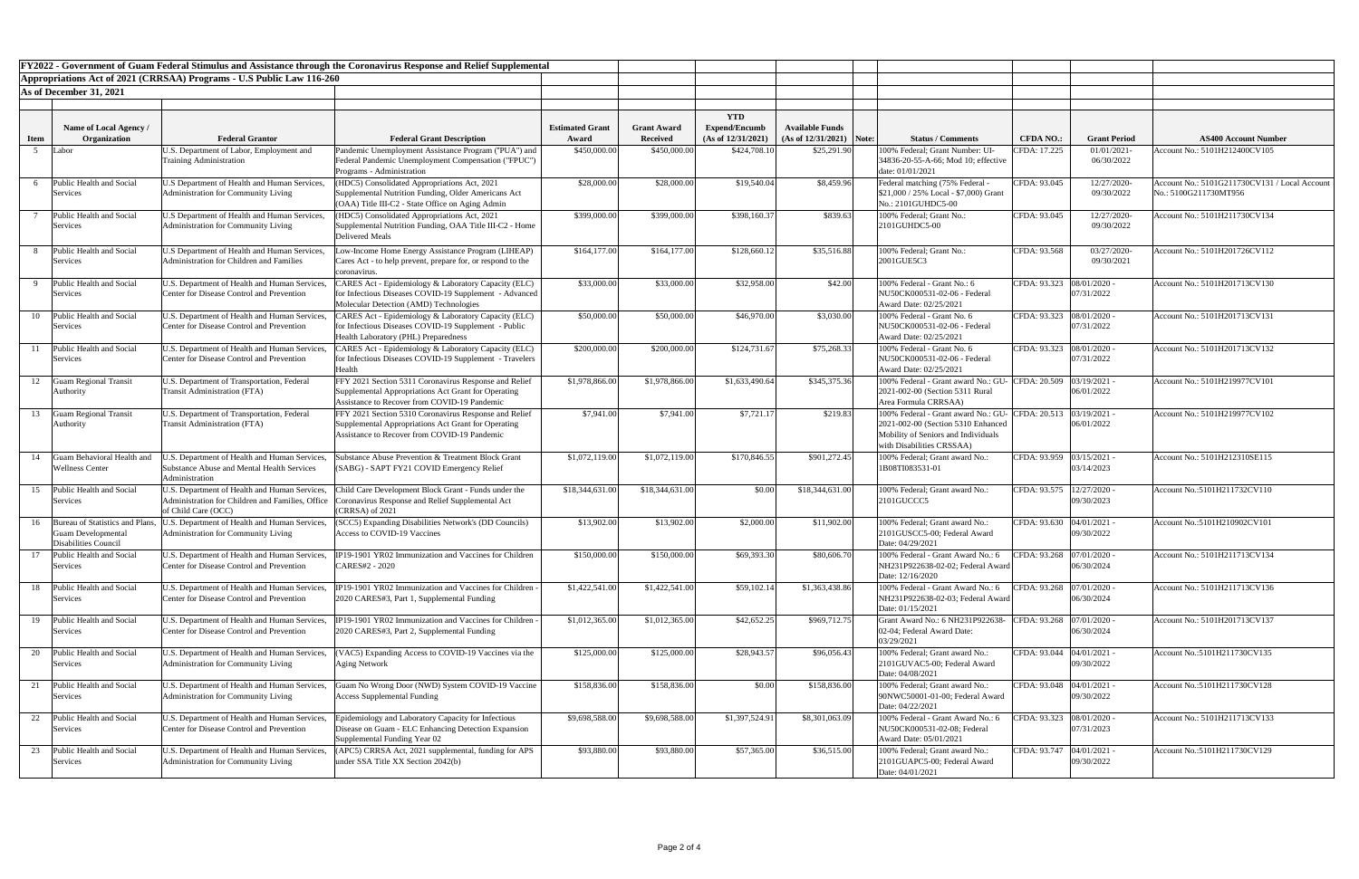**FY2022 - Government of Guam Federal Stimulus and Assistance through the Coronavirus Response and Relief Supplemental Appropriations Act of 2021 (CRRSAA) Programs - U.S Public Law 116-260**

**As of December 31, 2021**

| Item | Name of Local Agency / Organization | Federal Grantor | Federal Grant Description | Estimated Grant Award | Grant Award Received | YTD Expend/Encumb (As of 12/31/2021) | Available Funds (As of 12/31/2021) | Note: | Status / Comments | CFDA NO.: | Grant Period | AS400 Account Number |
|---|---|---|---|---|---|---|---|---|---|---|---|---|
| 5 | Labor | U.S. Department of Labor, Employment and Training Administration | Pandemic Unemployment Assistance Program ("PUA") and Federal Pandemic Unemployment Compensation ("FPUC") Programs - Administration | $450,000.00 | $450,000.00 | $424,708.10 | $25,291.90 | | 100% Federal; Grant Number: UI-34836-20-55-A-66; Mod 10; effective date: 01/01/2021 | CFDA: 17.225 | 01/01/2021-06/30/2022 | Account No.: 5101H212400CV105 |
| 6 | Public Health and Social Services | U.S Department of Health and Human Services, Administration for Community Living | (HDC5) Consolidated Appropriations Act, 2021 Supplemental Nutrition Funding, Older Americans Act (OAA) Title III-C2 - State Office on Aging Admin | $28,000.00 | $28,000.00 | $19,540.04 | $8,459.96 | | Federal matching (75% Federal - $21,000 / 25% Local - $7,000) Grant No.: 2101GUHDC5-00 | CFDA: 93.045 | 12/27/2020-09/30/2022 | Account No.: 5101G211730CV131 / Local Account No.: 5100G211730MT956 |
| 7 | Public Health and Social Services | U.S Department of Health and Human Services, Administration for Community Living | (HDC5) Consolidated Appropriations Act, 2021 Supplemental Nutrition Funding, OAA Title III-C2 - Home Delivered Meals | $399,000.00 | $399,000.00 | $398,160.37 | $839.63 | | 100% Federal; Grant No.: 2101GUHDC5-00 | CFDA: 93.045 | 12/27/2020-09/30/2022 | Account No.: 5101H211730CV134 |
| 8 | Public Health and Social Services | U.S Department of Health and Human Services, Administration for Children and Families | Low-Income Home Energy Assistance Program (LIHEAP) Cares Act - to help prevent, prepare for, or respond to the coronavirus. | $164,177.00 | $164,177.00 | $128,660.12 | $35,516.88 | | 100% Federal; Grant No.: 2001GUE5C3 | CFDA: 93.568 | 03/27/2020-09/30/2021 | Account No.: 5101H201726CV112 |
| 9 | Public Health and Social Services | U.S. Department of Health and Human Services, Center for Disease Control and Prevention | CARES Act - Epidemiology & Laboratory Capacity (ELC) for Infectious Diseases COVID-19 Supplement - Advanced Molecular Detection (AMD) Technologies | $33,000.00 | $33,000.00 | $32,958.00 | $42.00 | | 100% Federal - Grant No.: 6 NU50CK000531-02-06 - Federal Award Date: 02/25/2021 | CFDA: 93.323 | 08/01/2020 - 07/31/2022 | Account No.: 5101H201713CV130 |
| 10 | Public Health and Social Services | U.S. Department of Health and Human Services, Center for Disease Control and Prevention | CARES Act - Epidemiology & Laboratory Capacity (ELC) for Infectious Diseases COVID-19 Supplement - Public Health Laboratory (PHL) Preparedness | $50,000.00 | $50,000.00 | $46,970.00 | $3,030.00 | | 100% Federal - Grant No. 6 NU50CK000531-02-06 - Federal Award Date: 02/25/2021 | CFDA: 93.323 | 08/01/2020 - 07/31/2022 | Account No.: 5101H201713CV131 |
| 11 | Public Health and Social Services | U.S. Department of Health and Human Services, Center for Disease Control and Prevention | CARES Act - Epidemiology & Laboratory Capacity (ELC) for Infectious Diseases COVID-19 Supplement - Travelers Health | $200,000.00 | $200,000.00 | $124,731.67 | $75,268.33 | | 100% Federal - Grant No. 6 NU50CK000531-02-06 - Federal Award Date: 02/25/2021 | CFDA: 93.323 | 08/01/2020 - 07/31/2022 | Account No.: 5101H201713CV132 |
| 12 | Guam Regional Transit Authority | U.S. Department of Transportation, Federal Transit Administration (FTA) | FFY 2021 Section 5311 Coronavirus Response and Relief Supplemental Appropriations Act Grant for Operating Assistance to Recover from COVID-19 Pandemic | $1,978,866.00 | $1,978,866.00 | $1,633,490.64 | $345,375.36 | | 100% Federal - Grant award No.: GU-2021-002-00 (Section 5311 Rural Area Formula CRRSAA) | CFDA: 20.509 | 03/19/2021 - 06/01/2022 | Account No.: 5101H219977CV101 |
| 13 | Guam Regional Transit Authority | U.S. Department of Transportation, Federal Transit Administration (FTA) | FFY 2021 Section 5310 Coronavirus Response and Relief Supplemental Appropriations Act Grant for Operating Assistance to Recover from COVID-19 Pandemic | $7,941.00 | $7,941.00 | $7,721.17 | $219.83 | | 100% Federal - Grant award No.: GU-2021-002-00 (Section 5310 Enhanced Mobility of Seniors and Individuals with Disabilities CRSSAA) | CFDA: 20.513 | 03/19/2021 - 06/01/2022 | Account No.: 5101H219977CV102 |
| 14 | Guam Behavioral Health and Wellness Center | U.S. Department of Health and Human Services, Substance Abuse and Mental Health Services Administration | Substance Abuse Prevention & Treatment Block Grant (SABG) - SAPT FY21 COVID Emergency Relief | $1,072,119.00 | $1,072,119.00 | $170,846.55 | $901,272.45 | | 100% Federal; Grant award No.: 1B08TI083531-01 | CFDA: 93.959 | 03/15/2021 - 03/14/2023 | Account No.: 5101H212310SE115 |
| 15 | Public Health and Social Services | U.S. Department of Health and Human Services, Administration for Children and Families, Office of Child Care (OCC) | Child Care Development Block Grant - Funds under the Coronavirus Response and Relief Supplemental Act (CRRSA) of 2021 | $18,344,631.00 | $18,344,631.00 | $0.00 | $18,344,631.00 | | 100% Federal; Grant award No.: 2101GUCCC5 | CFDA: 93.575 | 12/27/2020 - 09/30/2023 | Account No.:5101H211732CV110 |
| 16 | Bureau of Statistics and Plans, Guam Developmental Disabilities Council | U.S. Department of Health and Human Services, Administration for Community Living | (SCC5) Expanding Disabilities Network's (DD Councils) Access to COVID-19 Vaccines | $13,902.00 | $13,902.00 | $2,000.00 | $11,902.00 | | 100% Federal; Grant award No.: 2101GUSCC5-00; Federal Award Date: 04/29/2021 | CFDA: 93.630 | 04/01/2021 - 09/30/2022 | Account No.:5101H210902CV101 |
| 17 | Public Health and Social Services | U.S. Department of Health and Human Services, Center for Disease Control and Prevention | IP19-1901 YR02 Immunization and Vaccines for Children CARES#2 - 2020 | $150,000.00 | $150,000.00 | $69,393.30 | $80,606.70 | | 100% Federal - Grant Award No.: 6 NH231P922638-02-02; Federal Award Date: 12/16/2020 | CFDA: 93.268 | 07/01/2020 - 06/30/2024 | Account No.: 5101H211713CV134 |
| 18 | Public Health and Social Services | U.S. Department of Health and Human Services, Center for Disease Control and Prevention | IP19-1901 YR02 Immunization and Vaccines for Children - 2020 CARES#3, Part 1, Supplemental Funding | $1,422,541.00 | $1,422,541.00 | $59,102.14 | $1,363,438.86 | | 100% Federal - Grant Award No.: 6 NH231P922638-02-03; Federal Award Date: 01/15/2021 | CFDA: 93.268 | 07/01/2020 - 06/30/2024 | Account No.: 5101H211713CV136 |
| 19 | Public Health and Social Services | U.S. Department of Health and Human Services, Center for Disease Control and Prevention | IP19-1901 YR02 Immunization and Vaccines for Children - 2020 CARES#3, Part 2, Supplemental Funding | $1,012,365.00 | $1,012,365.00 | $42,652.25 | $969,712.75 | | Grant Award No.: 6 NH231P922638-02-04; Federal Award Date: 03/29/2021 | CFDA: 93.268 | 07/01/2020 - 06/30/2024 | Account No.: 5101H201713CV137 |
| 20 | Public Health and Social Services | U.S. Department of Health and Human Services, Administration for Community Living | (VAC5) Expanding Access to COVID-19 Vaccines via the Aging Network | $125,000.00 | $125,000.00 | $28,943.57 | $96,056.43 | | 100% Federal; Grant award No.: 2101GUVAC5-00; Federal Award Date: 04/08/2021 | CFDA: 93.044 | 04/01/2021 - 09/30/2022 | Account No.:5101H211730CV135 |
| 21 | Public Health and Social Services | U.S. Department of Health and Human Services, Administration for Community Living | Guam No Wrong Door (NWD) System COVID-19 Vaccine Access Supplemental Funding | $158,836.00 | $158,836.00 | $0.00 | $158,836.00 | | 100% Federal; Grant award No.: 90NWC50001-01-00; Federal Award Date: 04/22/2021 | CFDA: 93.048 | 04/01/2021 - 09/30/2022 | Account No.:5101H211730CV128 |
| 22 | Public Health and Social Services | U.S. Department of Health and Human Services, Center for Disease Control and Prevention | Epidemiology and Laboratory Capacity for Infectious Disease on Guam - ELC Enhancing Detection Expansion Supplemental Funding Year 02 | $9,698,588.00 | $9,698,588.00 | $1,397,524.91 | $8,301,063.09 | | 100% Federal - Grant Award No.: 6 NU50CK000531-02-08; Federal Award Date: 05/01/2021 | CFDA: 93.323 | 08/01/2020 - 07/31/2023 | Account No.: 5101H211713CV133 |
| 23 | Public Health and Social Services | U.S. Department of Health and Human Services, Administration for Community Living | (APC5) CRRSA Act, 2021 supplemental, funding for APS under SSA Title XX Section 2042(b) | $93,880.00 | $93,880.00 | $57,365.00 | $36,515.00 | | 100% Federal; Grant award No.: 2101GUAPC5-00; Federal Award Date: 04/01/2021 | CFDA: 93.747 | 04/01/2021 - 09/30/2022 | Account No.:5101H211730CV129 |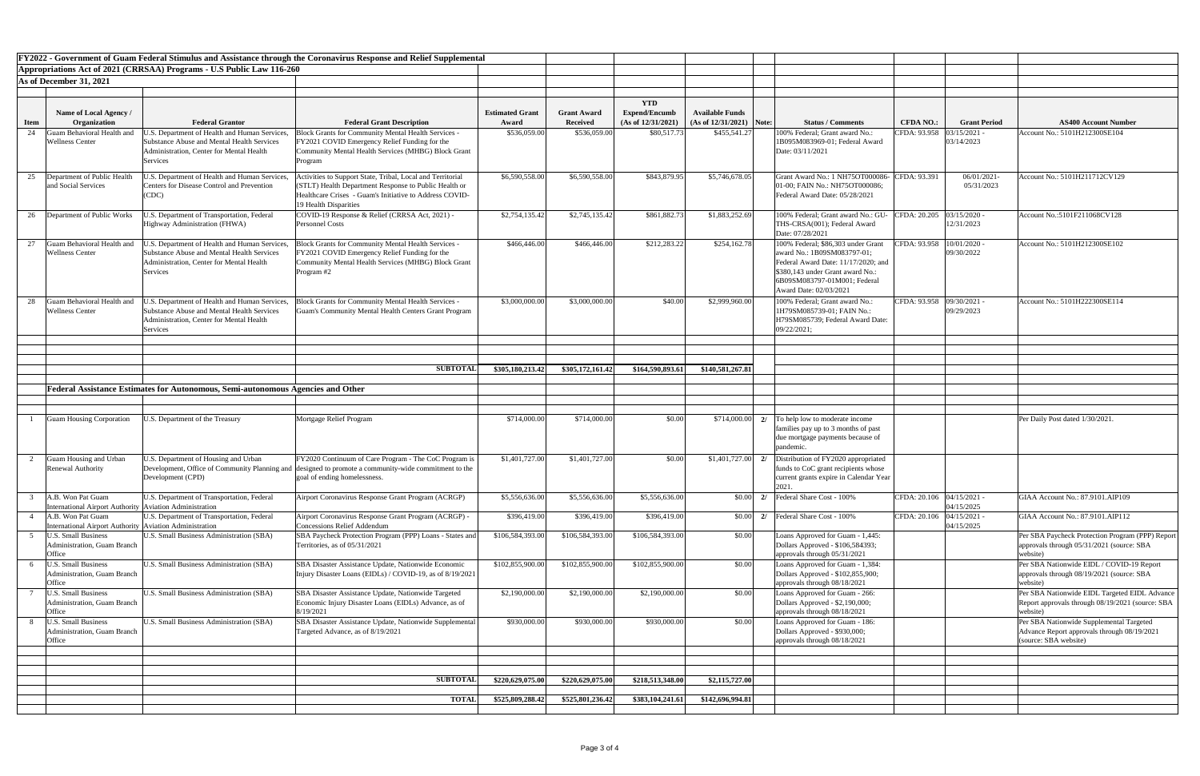**FY2022 - Government of Guam Federal Stimulus and Assistance through the Coronavirus Response and Relief Supplemental Appropriations Act of 2021 (CRRSAA) Programs - U.S Public Law 116-260**

**As of December 31, 2021**

| Item | Name of Local Agency / Organization | Federal Grantor | Federal Grant Description | Estimated Grant Award | Grant Award Received | YTD Expend/Encumb (As of 12/31/2021) | Available Funds (As of 12/31/2021) | Note: | Status / Comments | CFDA NO.: | Grant Period | AS400 Account Number |
|---|---|---|---|---|---|---|---|---|---|---|---|---|
| 24 | Guam Behavioral Health and Wellness Center | U.S. Department of Health and Human Services, Substance Abuse and Mental Health Services Administration, Center for Mental Health Services | Block Grants for Community Mental Health Services - FY2021 COVID Emergency Relief Funding for the Community Mental Health Services (MHBG) Block Grant Program | $536,059.00 | $536,059.00 | $80,517.73 | $455,541.27 | | 100% Federal; Grant award No.: 1B09SM083969-01; Federal Award Date: 03/11/2021 | CFDA: 93.958 | 03/15/2021 - 03/14/2023 | Account No.: 5101H212300SE104 |
| 25 | Department of Public Health and Social Services | U.S. Department of Health and Human Services, Centers for Disease Control and Prevention (CDC) | Activities to Support State, Tribal, Local and Territorial (STLT) Health Department Response to Public Health or Healthcare Crises - Guam's Initiative to Address COVID-19 Health Disparities | $6,590,558.00 | $6,590,558.00 | $843,879.95 | $5,746,678.05 | | Grant Award No.: 1 NH75OT000086-01-00; FAIN No.: NH75OT000086; Federal Award Date: 05/28/2021 | CFDA: 93.391 | 06/01/2021-05/31/2023 | Account No.: 5101H211712CV129 |
| 26 | Department of Public Works | U.S. Department of Transportation, Federal Highway Administration (FHWA) | COVID-19 Response & Relief (CRRSA Act, 2021) - Personnel Costs | $2,754,135.42 | $2,745,135.42 | $861,882.73 | $1,883,252.69 | | 100% Federal; Grant award No.: GU-THS-CRSA(001); Federal Award Date: 07/28/2021 | CFDA: 20.205 | 03/15/2020 - 12/31/2023 | Account No.:5101F211068CV128 |
| 27 | Guam Behavioral Health and Wellness Center | U.S. Department of Health and Human Services, Substance Abuse and Mental Health Services Administration, Center for Mental Health Services | Block Grants for Community Mental Health Services - FY2021 COVID Emergency Relief Funding for the Community Mental Health Services (MHBG) Block Grant Program #2 | $466,446.00 | $466,446.00 | $212,283.22 | $254,162.78 | | 100% Federal; $86,303 under Grant award No.: 1B09SM083797-01; Federal Award Date: 11/17/2020; and $380,143 under Grant award No.: 6B09SM083797-01M001; Federal Award Date: 02/03/2021 | CFDA: 93.958 | 10/01/2020 - 09/30/2022 | Account No.: 5101H212300SE102 |
| 28 | Guam Behavioral Health and Wellness Center | U.S. Department of Health and Human Services, Substance Abuse and Mental Health Services Administration, Center for Mental Health Services | Block Grants for Community Mental Health Services - Guam's Community Mental Health Centers Grant Program | $3,000,000.00 | $3,000,000.00 | $40.00 | $2,999,960.00 | | 100% Federal; Grant award No.: 1H79SM085739-01; FAIN No.: H79SM085739; Federal Award Date: 09/22/2021; | CFDA: 93.958 | 09/30/2021 - 09/29/2023 | Account No.: 5101H222300SE114 |
| | | | **SUBTOTAL** | **$305,180,213.42** | **$305,172,161.42** | **$164,590,893.61** | **$140,581,267.81** | | | | | |
| | **Federal Assistance Estimates for Autonomous, Semi-autonomous Agencies and Other** | | | | | | | | | | | |
| 1 | Guam Housing Corporation | U.S. Department of the Treasury | Mortgage Relief Program | $714,000.00 | $714,000.00 | $0.00 | $714,000.00 | 2/ | To help low to moderate income families pay up to 3 months of past due mortgage payments because of pandemic. | | | Per Daily Post dated 1/30/2021. |
| 2 | Guam Housing and Urban Renewal Authority | U.S. Department of Housing and Urban Development, Office of Community Planning and Development (CPD) | FY2020 Continuum of Care Program - The CoC Program is designed to promote a community-wide commitment to the goal of ending homelessness. | $1,401,727.00 | $1,401,727.00 | $0.00 | $1,401,727.00 | 2/ | Distribution of FY2020 appropriated funds to CoC grant recipients whose current grants expire in Calendar Year 2021. | | | |
| 3 | A.B. Won Pat Guam International Airport Authority | U.S. Department of Transportation, Federal Aviation Administration | Airport Coronavirus Response Grant Program (ACRGP) | $5,556,636.00 | $5,556,636.00 | $5,556,636.00 | $0.00 | 2/ | Federal Share Cost - 100% | CFDA: 20.106 | 04/15/2021 - 04/15/2025 | GIAA Account No.: 87.9101.AIP109 |
| 4 | A.B. Won Pat Guam International Airport Authority | U.S. Department of Transportation, Federal Aviation Administration | Airport Coronavirus Response Grant Program (ACRGP) - Concessions Relief Addendum | $396,419.00 | $396,419.00 | $396,419.00 | $0.00 | 2/ | Federal Share Cost - 100% | CFDA: 20.106 | 04/15/2021 - 04/15/2025 | GIAA Account No.: 87.9101.AIP112 |
| 5 | U.S. Small Business Administration, Guam Branch Office | U.S. Small Business Administration (SBA) | SBA Paycheck Protection Program (PPP) Loans - States and Territories, as of 05/31/2021 | $106,584,393.00 | $106,584,393.00 | $106,584,393.00 | $0.00 | | Loans Approved for Guam - 1,445: Dollars Approved - $106,584393; approvals through 05/31/2021 | | | Per SBA Paycheck Protection Program (PPP) Report approvals through 05/31/2021 (source: SBA website) |
| 6 | U.S. Small Business Administration, Guam Branch Office | U.S. Small Business Administration (SBA) | SBA Disaster Assistance Update, Nationwide Economic Injury Disaster Loans (EIDLs) / COVID-19, as of 8/19/2021 | $102,855,900.00 | $102,855,900.00 | $102,855,900.00 | $0.00 | | Loans Approved for Guam - 1,384: Dollars Approved - $102,855,900; approvals through 08/18/2021 | | | Per SBA Nationwide EIDL / COVID-19 Report approvals through 08/19/2021 (source: SBA website) |
| 7 | U.S. Small Business Administration, Guam Branch Office | U.S. Small Business Administration (SBA) | SBA Disaster Assistance Update, Nationwide Targeted Economic Injury Disaster Loans (EIDLs) Advance, as of 8/19/2021 | $2,190,000.00 | $2,190,000.00 | $2,190,000.00 | $0.00 | | Loans Approved for Guam - 266: Dollars Approved - $2,190,000; approvals through 08/18/2021 | | | Per SBA Nationwide EIDL Targeted EIDL Advance Report approvals through 08/19/2021 (source: SBA website) |
| 8 | U.S. Small Business Administration, Guam Branch Office | U.S. Small Business Administration (SBA) | SBA Disaster Assistance Update, Nationwide Supplemental Targeted Advance, as of 8/19/2021 | $930,000.00 | $930,000.00 | $930,000.00 | $0.00 | | Loans Approved for Guam - 186: Dollars Approved - $930,000; approvals through 08/18/2021 | | | Per SBA Nationwide Supplemental Targeted Advance Report approvals through 08/19/2021 (source: SBA website) |
| | | | **SUBTOTAL** | **$220,629,075.00** | **$220,629,075.00** | **$218,513,348.00** | **$2,115,727.00** | | | | | |
| | | | **TOTAL** | **$525,809,288.42** | **$525,801,236.42** | **$383,104,241.61** | **$142,696,994.81** | | | | | |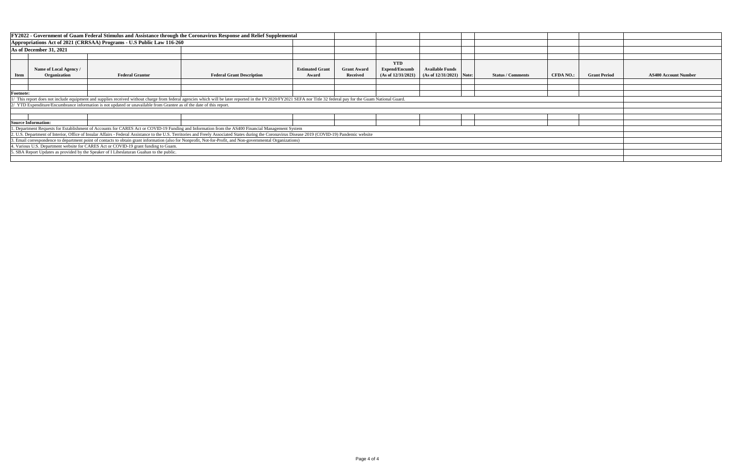**FY2022 - Government of Guam Federal Stimulus and Assistance through the Coronavirus Response and Relief Supplemental**

**Appropriations Act of 2021 (CRRSAA) Programs - U.S Public Law 116-260**

**As of December 31, 2021**

| Item | Name of Local Agency / Organization | Federal Grantor | Federal Grant Description | Estimated Grant Award | Grant Award Received | YTD Expend/Encumb (As of 12/31/2021) | Available Funds (As of 12/31/2021) | Note: | Status / Comments | CFDA NO.: | Grant Period | AS400 Account Number |
|---|---|---|---|---|---|---|---|---|---|---|---|---|
| | | | | | | | | | | | | |

**Footnote:**

1/ This report does not include equipment and supplies received without charge from federal agencies which will be later reported in the FY2020/FY2021 SEFA nor Title 32 federal pay for the Guam National Guard.

2/ YTD Expenditure/Encumbrance information is not updated or unavailable from Grantee as of the date of this report.

**Source Information:**

1. Department Requests for Establishment of Accounts for CARES Act or COVID-19 Funding and Information from the AS400 Financial Management System
2. U.S. Department of Interior, Office of Insular Affairs - Federal Assistance to the U.S. Territories and Freely Associated States during the Coronavirus Disease 2019 (COVID-19) Pandemic website
3. Email correspondence to department point of contacts to obtain grant information (also for Nonprofit, Not-for-Profit, and Non-governmental Organizations)
4. Various U.S. Department website for CARES Act or COVID-19 grant funding to Guam.
5. SBA Report Updates as provided by the Speaker of I Liheslaturan Guahan to the public.